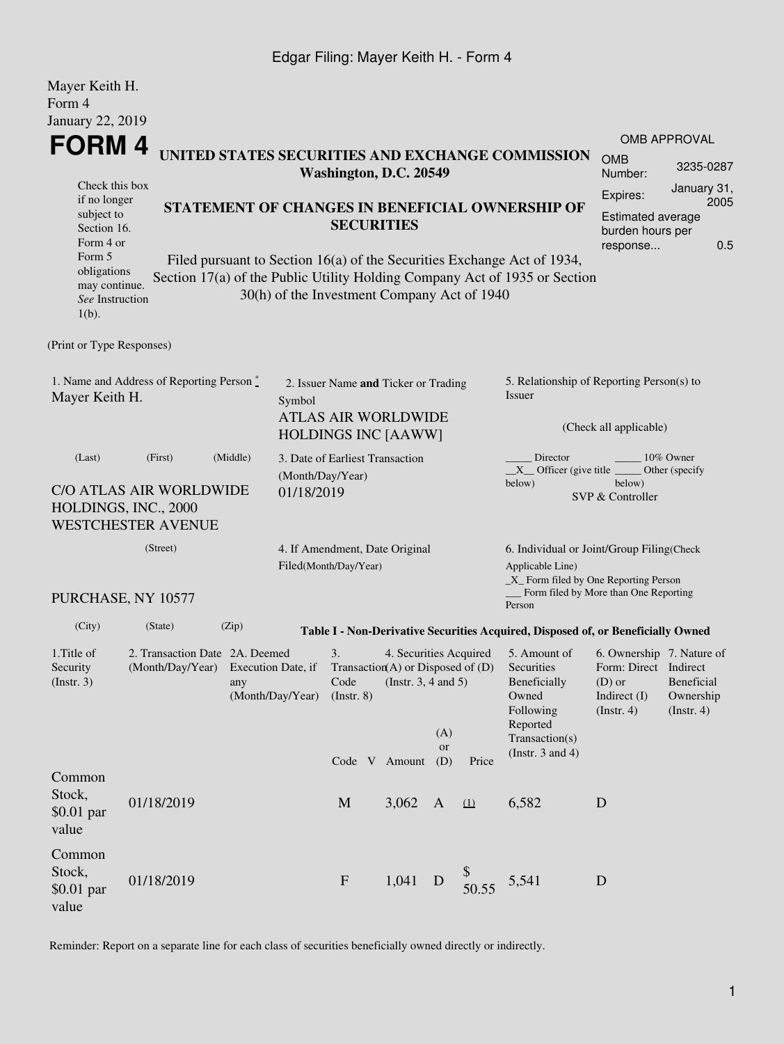Edgar Filing: Mayer Keith H. - Form 4

Mayer Keith H.
Form 4
January 22, 2019

# FORM 4

**UNITED STATES SECURITIES AND EXCHANGE COMMISSION**
**Washington, D.C. 20549**

**STATEMENT OF CHANGES IN BENEFICIAL OWNERSHIP OF SECURITIES**

Filed pursuant to Section 16(a) of the Securities Exchange Act of 1934, Section 17(a) of the Public Utility Holding Company Act of 1935 or Section 30(h) of the Investment Company Act of 1940

Check this box if no longer subject to Section 16. Form 4 or Form 5 obligations may continue. *See* Instruction 1(b).

| OMB APPROVAL | |
|---|---|
| OMB Number: | 3235-0287 |
| Expires: | January 31, 2005 |
| Estimated average burden hours per response... | 0.5 |

(Print or Type Responses)

1. Name and Address of Reporting Person *
Mayer Keith H.

(Last) (First) (Middle)

C/O ATLAS AIR WORLDWIDE HOLDINGS, INC., 2000 WESTCHESTER AVENUE

(Street)

PURCHASE, NY 10577

(City) (State) (Zip)

2. Issuer Name **and** Ticker or Trading Symbol
ATLAS AIR WORLDWIDE HOLDINGS INC [AAWW]

3. Date of Earliest Transaction (Month/Day/Year)
01/18/2019

4. If Amendment, Date Original Filed(Month/Day/Year)

5. Relationship of Reporting Person(s) to Issuer

(Check all applicable)

_____ Director _____ 10% Owner
\_\_X\_\_ Officer (give title below) _____ Other (specify below)
SVP & Controller

6. Individual or Joint/Group Filing(Check Applicable Line)
\_X\_ Form filed by One Reporting Person
___ Form filed by More than One Reporting Person

**Table I - Non-Derivative Securities Acquired, Disposed of, or Beneficially Owned**

| 1.Title of Security (Instr. 3) | 2. Transaction Date (Month/Day/Year) | 2A. Deemed Execution Date, if any (Month/Day/Year) | 3. Transaction Code (Instr. 8) | | 4. Securities Acquired (A) or Disposed of (D) (Instr. 3, 4 and 5) | | | 5. Amount of Securities Beneficially Owned Following Reported Transaction(s) (Instr. 3 and 4) | 6. Ownership Form: Direct (D) or Indirect (I) (Instr. 4) | 7. Nature of Indirect Beneficial Ownership (Instr. 4) |
|---|---|---|---|---|---|---|---|---|---|---|
| | | | Code | V | Amount | (A) or (D) | Price | | | |
| Common Stock, $0.01 par value | 01/18/2019 | | M | | 3,062 | A | (1) | 6,582 | D | |
| Common Stock, $0.01 par value | 01/18/2019 | | F | | 1,041 | D | $ 50.55 | 5,541 | D | |

Reminder: Report on a separate line for each class of securities beneficially owned directly or indirectly.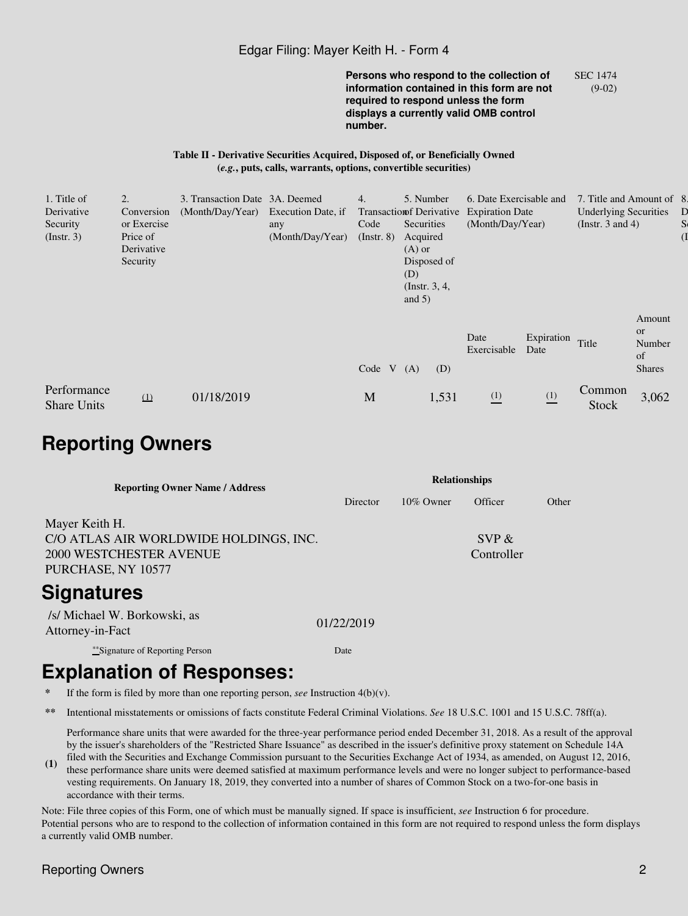**Persons who respond to the collection of information contained in this form are not required to respond unless the form displays a currently valid OMB control number.**

SEC 1474 (9-02)

**Table II - Derivative Securities Acquired, Disposed of, or Beneficially Owned**
**(*e.g.*, puts, calls, warrants, options, convertible securities)**

| 1. Title of Derivative Security (Instr. 3) | 2. Conversion or Exercise Price of Derivative Security | 3. Transaction Date (Month/Day/Year) | 3A. Deemed Execution Date, if any (Month/Day/Year) | 4. Transaction Code (Instr. 8) | | 5. Number of Derivative Securities Acquired (A) or Disposed of (D) (Instr. 3, 4, and 5) | | 6. Date Exercisable and Expiration Date (Month/Day/Year) | | 7. Title and Amount of Underlying Securities (Instr. 3 and 4) | |
|---|---|---|---|---|---|---|---|---|---|---|---|
| | | | | Code | V | (A) | (D) | Date Exercisable | Expiration Date | Title | Amount or Number of Shares |
| Performance Share Units | (1) | 01/18/2019 | | M | | | 1,531 | (1) | (1) | Common Stock | 3,062 |

## Reporting Owners

| Reporting Owner Name / Address | Relationships | | | |
|---|---|---|---|---|
| | Director | 10% Owner | Officer | Other |
| Mayer Keith H.<br>C/O ATLAS AIR WORLDWIDE HOLDINGS, INC.<br>2000 WESTCHESTER AVENUE<br>PURCHASE, NY 10577 | | | SVP & Controller | |

## Signatures

| | |
|---|---|
| /s/ Michael W. Borkowski, as Attorney-in-Fact | 01/22/2019 |
| **Signature of Reporting Person | Date |

## Explanation of Responses:

\* If the form is filed by more than one reporting person, *see* Instruction 4(b)(v).

\** Intentional misstatements or omissions of facts constitute Federal Criminal Violations. *See* 18 U.S.C. 1001 and 15 U.S.C. 78ff(a).

**(1)** Performance share units that were awarded for the three-year performance period ended December 31, 2018. As a result of the approval by the issuer's shareholders of the "Restricted Share Issuance" as described in the issuer's definitive proxy statement on Schedule 14A filed with the Securities and Exchange Commission pursuant to the Securities Exchange Act of 1934, as amended, on August 12, 2016, these performance share units were deemed satisfied at maximum performance levels and were no longer subject to performance-based vesting requirements. On January 18, 2019, they converted into a number of shares of Common Stock on a two-for-one basis in accordance with their terms.

Note: File three copies of this Form, one of which must be manually signed. If space is insufficient, *see* Instruction 6 for procedure.
Potential persons who are to respond to the collection of information contained in this form are not required to respond unless the form displays a currently valid OMB number.